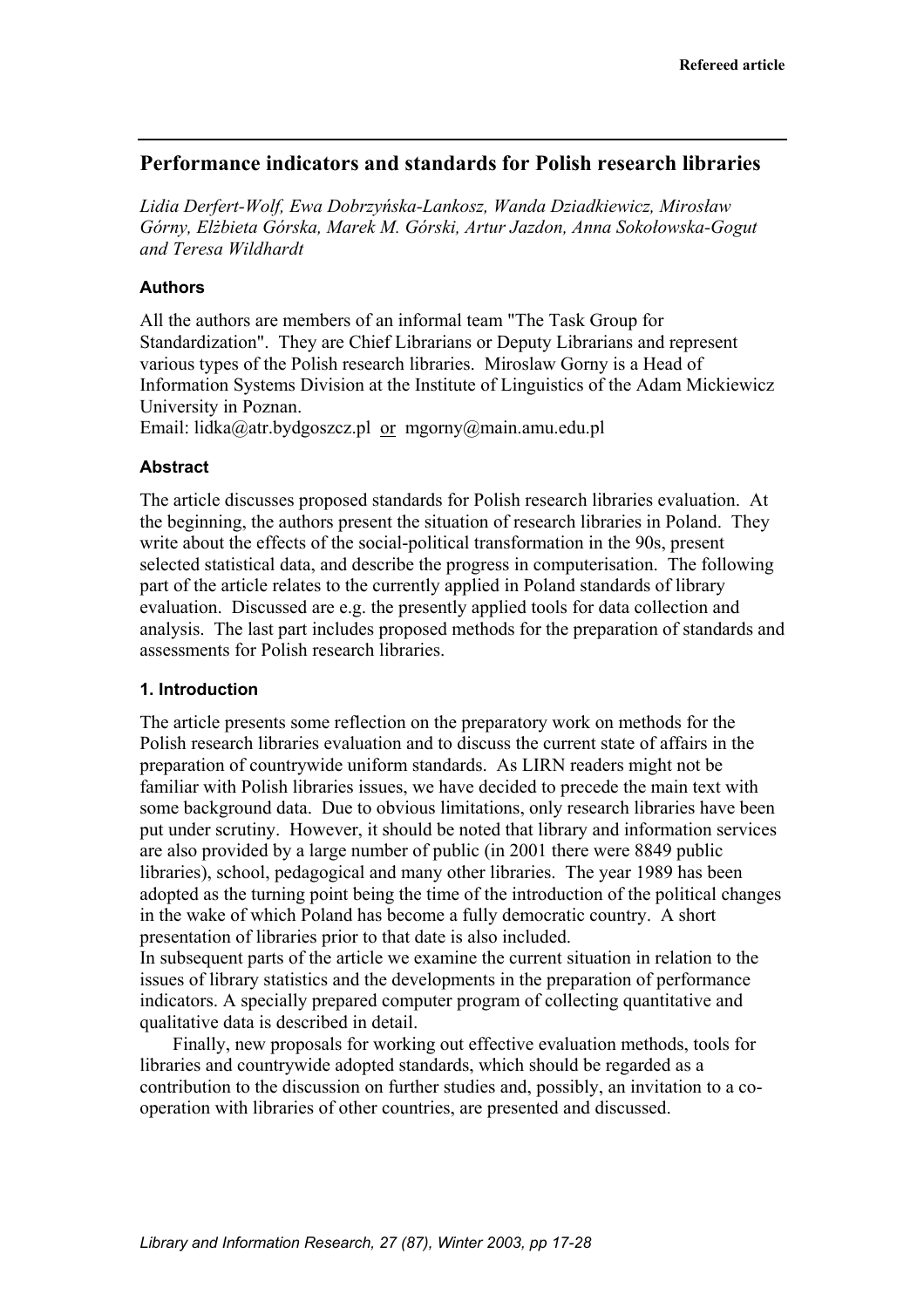Refereed article

# Performance indicators and standards for Polish research libraries

*Lidia Derfert-Wolf, Ewa Dobrzyńska-Lankosz, Wanda Dziadkiewicz, Mirosław Górny, Elżbieta Górska, Marek M. Górski, Artur Jazdon, Anna Sokołowska-Gogut and Teresa Wildhardt*

### Authors

All the authors are members of an informal team "The Task Group for Standardization". They are Chief Librarians or Deputy Librarians and represent various types of the Polish research libraries. Miroslaw Gorny is a Head of Information Systems Division at the Institute of Linguistics of the Adam Mickiewicz University in Poznan.
Email: lidka@atr.bydgoszcz.pl <u>or</u> mgorny@main.amu.edu.pl

### Abstract

The article discusses proposed standards for Polish research libraries evaluation. At the beginning, the authors present the situation of research libraries in Poland. They write about the effects of the social-political transformation in the 90s, present selected statistical data, and describe the progress in computerisation. The following part of the article relates to the currently applied in Poland standards of library evaluation. Discussed are e.g. the presently applied tools for data collection and analysis. The last part includes proposed methods for the preparation of standards and assessments for Polish research libraries.

### 1. Introduction

The article presents some reflection on the preparatory work on methods for the Polish research libraries evaluation and to discuss the current state of affairs in the preparation of countrywide uniform standards. As LIRN readers might not be familiar with Polish libraries issues, we have decided to precede the main text with some background data. Due to obvious limitations, only research libraries have been put under scrutiny. However, it should be noted that library and information services are also provided by a large number of public (in 2001 there were 8849 public libraries), school, pedagogical and many other libraries. The year 1989 has been adopted as the turning point being the time of the introduction of the political changes in the wake of which Poland has become a fully democratic country. A short presentation of libraries prior to that date is also included.
In subsequent parts of the article we examine the current situation in relation to the issues of library statistics and the developments in the preparation of performance indicators. A specially prepared computer program of collecting quantitative and qualitative data is described in detail.

Finally, new proposals for working out effective evaluation methods, tools for libraries and countrywide adopted standards, which should be regarded as a contribution to the discussion on further studies and, possibly, an invitation to a co-operation with libraries of other countries, are presented and discussed.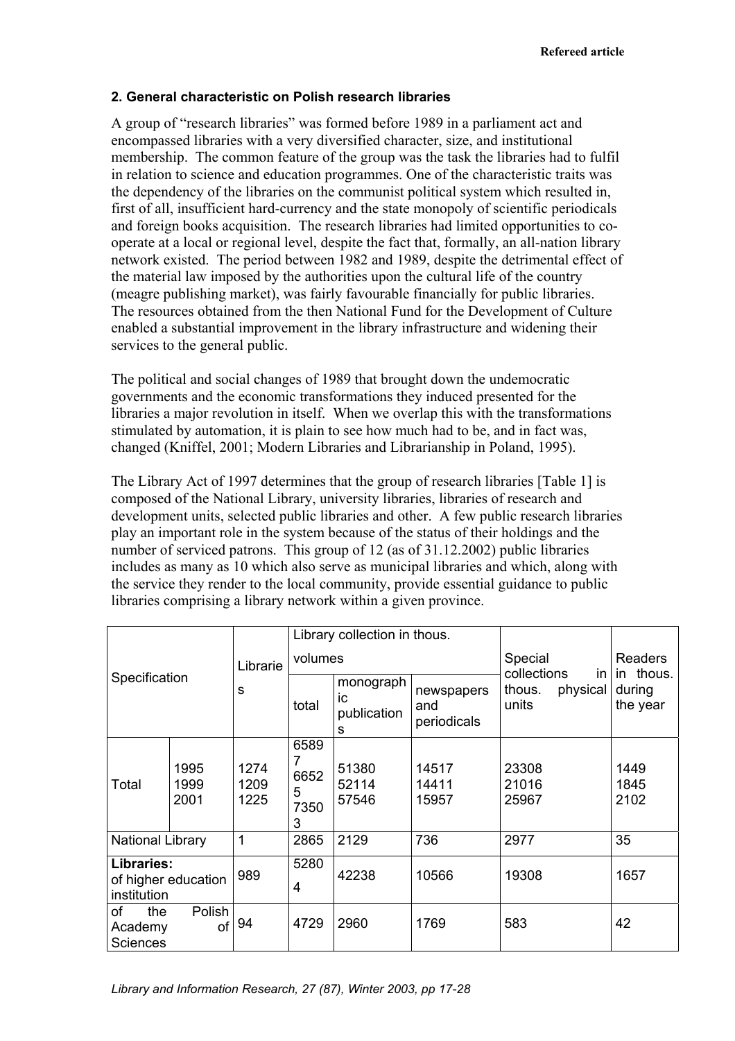## 2. General characteristic on Polish research libraries

A group of "research libraries" was formed before 1989 in a parliament act and encompassed libraries with a very diversified character, size, and institutional membership. The common feature of the group was the task the libraries had to fulfil in relation to science and education programmes. One of the characteristic traits was the dependency of the libraries on the communist political system which resulted in, first of all, insufficient hard-currency and the state monopoly of scientific periodicals and foreign books acquisition. The research libraries had limited opportunities to co-operate at a local or regional level, despite the fact that, formally, an all-nation library network existed. The period between 1982 and 1989, despite the detrimental effect of the material law imposed by the authorities upon the cultural life of the country (meagre publishing market), was fairly favourable financially for public libraries. The resources obtained from the then National Fund for the Development of Culture enabled a substantial improvement in the library infrastructure and widening their services to the general public.

The political and social changes of 1989 that brought down the undemocratic governments and the economic transformations they induced presented for the libraries a major revolution in itself. When we overlap this with the transformations stimulated by automation, it is plain to see how much had to be, and in fact was, changed (Kniffel, 2001; Modern Libraries and Librarianship in Poland, 1995).

The Library Act of 1997 determines that the group of research libraries [Table 1] is composed of the National Library, university libraries, libraries of research and development units, selected public libraries and other. A few public research libraries play an important role in the system because of the status of their holdings and the number of serviced patrons. This group of 12 (as of 31.12.2002) public libraries includes as many as 10 which also serve as municipal libraries and which, along with the service they render to the local community, provide essential guidance to public libraries comprising a library network within a given province.

| Specification | | Libraries | Library collection in thous. volumes | | | Special collections in thous. physical units | Readers in thous. during the year |
|---|---|---|---|---|---|---|---|
| | | | total | monographic publications | newspapers and periodicals | | |
| Total | 1995<br>1999<br>2001 | 1274<br>1209<br>1225 | 65897<br>66525<br>73503 | 51380<br>52114<br>57546 | 14517<br>14411<br>15957 | 23308<br>21016<br>25967 | 1449<br>1845<br>2102 |
| National Library | | 1 | 2865 | 2129 | 736 | 2977 | 35 |
| **Libraries:** of higher education institution | | 989 | 52804 | 42238 | 10566 | 19308 | 1657 |
| of the Polish Academy of Sciences | | 94 | 4729 | 2960 | 1769 | 583 | 42 |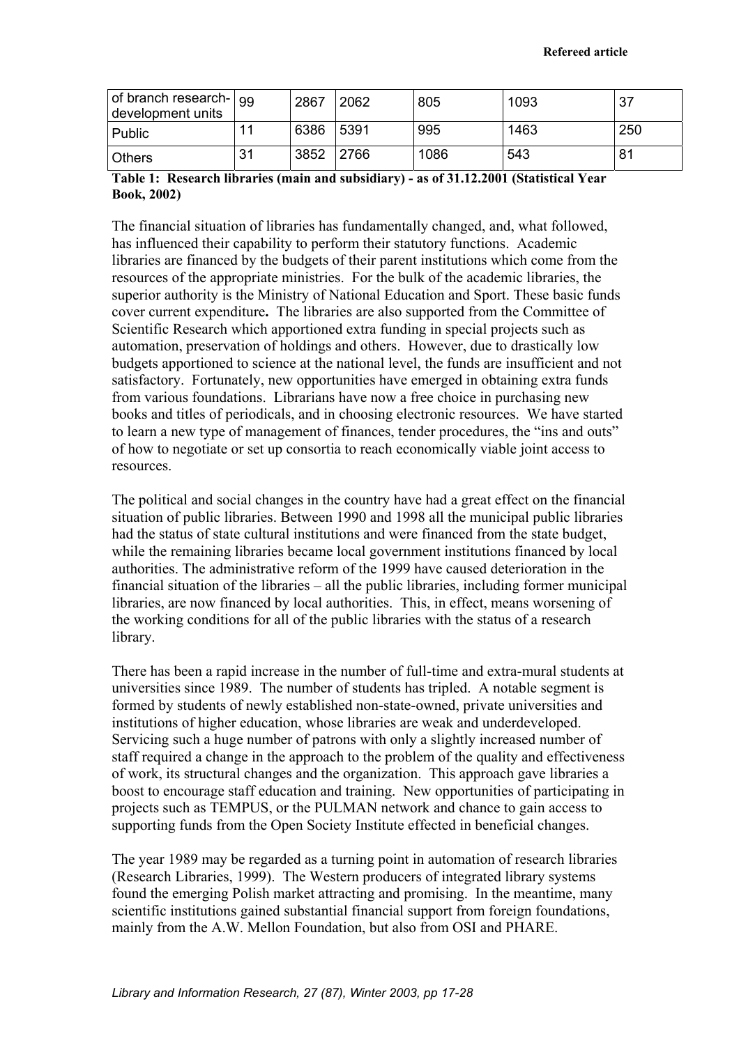| | | | | | | |
|---|---|---|---|---|---|---|
| of branch research-development units | 99 | 2867 | 2062 | 805 | 1093 | 37 |
| Public | 11 | 6386 | 5391 | 995 | 1463 | 250 |
| Others | 31 | 3852 | 2766 | 1086 | 543 | 81 |

**Table 1: Research libraries (main and subsidiary) - as of 31.12.2001 (Statistical Year Book, 2002)**

The financial situation of libraries has fundamentally changed, and, what followed, has influenced their capability to perform their statutory functions. Academic libraries are financed by the budgets of their parent institutions which come from the resources of the appropriate ministries. For the bulk of the academic libraries, the superior authority is the Ministry of National Education and Sport. These basic funds cover current expenditure**.** The libraries are also supported from the Committee of Scientific Research which apportioned extra funding in special projects such as automation, preservation of holdings and others. However, due to drastically low budgets apportioned to science at the national level, the funds are insufficient and not satisfactory. Fortunately, new opportunities have emerged in obtaining extra funds from various foundations. Librarians have now a free choice in purchasing new books and titles of periodicals, and in choosing electronic resources. We have started to learn a new type of management of finances, tender procedures, the "ins and outs" of how to negotiate or set up consortia to reach economically viable joint access to resources.

The political and social changes in the country have had a great effect on the financial situation of public libraries. Between 1990 and 1998 all the municipal public libraries had the status of state cultural institutions and were financed from the state budget, while the remaining libraries became local government institutions financed by local authorities. The administrative reform of the 1999 have caused deterioration in the financial situation of the libraries – all the public libraries, including former municipal libraries, are now financed by local authorities. This, in effect, means worsening of the working conditions for all of the public libraries with the status of a research library.

There has been a rapid increase in the number of full-time and extra-mural students at universities since 1989. The number of students has tripled. A notable segment is formed by students of newly established non-state-owned, private universities and institutions of higher education, whose libraries are weak and underdeveloped. Servicing such a huge number of patrons with only a slightly increased number of staff required a change in the approach to the problem of the quality and effectiveness of work, its structural changes and the organization. This approach gave libraries a boost to encourage staff education and training. New opportunities of participating in projects such as TEMPUS, or the PULMAN network and chance to gain access to supporting funds from the Open Society Institute effected in beneficial changes.

The year 1989 may be regarded as a turning point in automation of research libraries (Research Libraries, 1999). The Western producers of integrated library systems found the emerging Polish market attracting and promising. In the meantime, many scientific institutions gained substantial financial support from foreign foundations, mainly from the A.W. Mellon Foundation, but also from OSI and PHARE.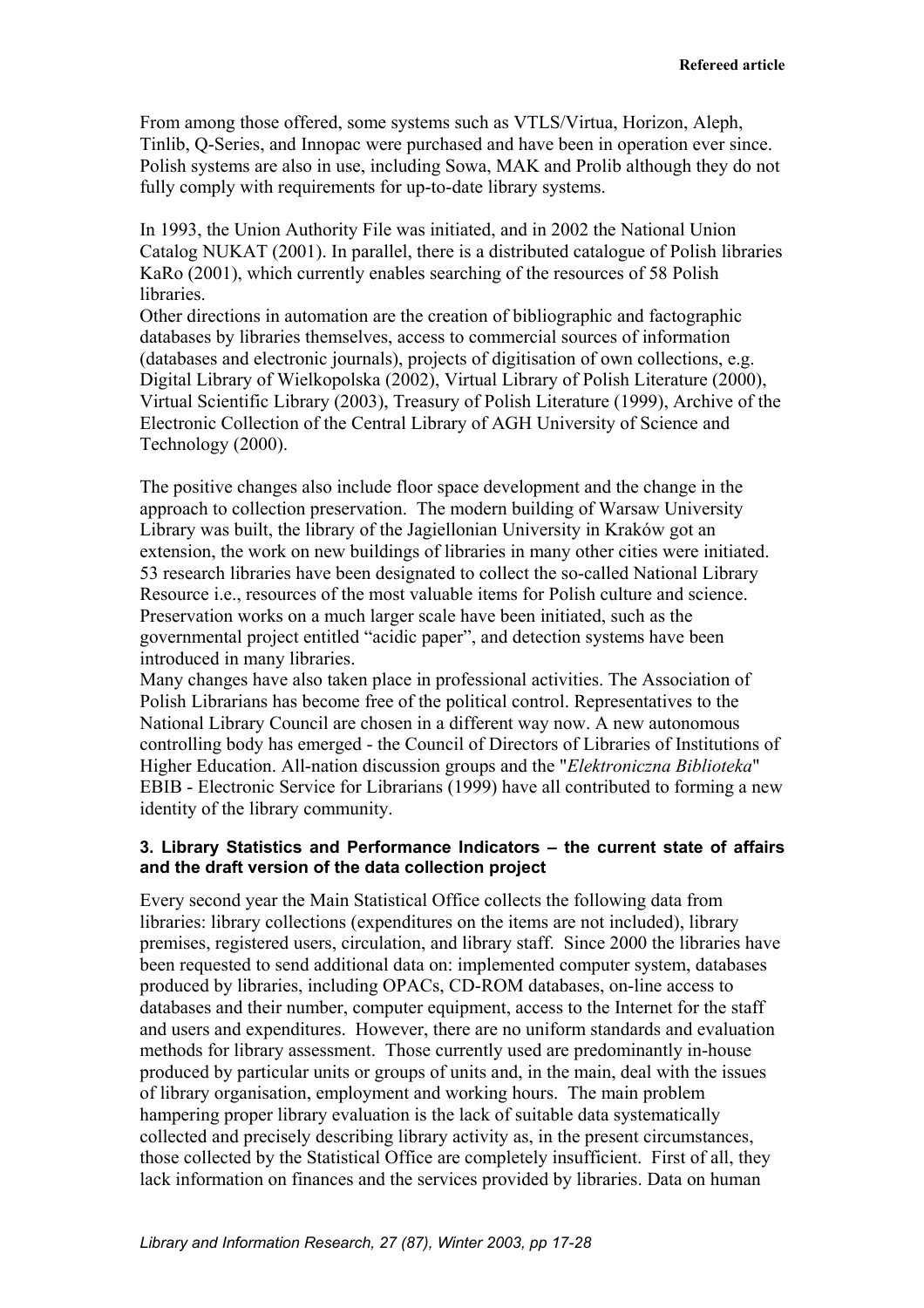From among those offered, some systems such as VTLS/Virtua, Horizon, Aleph, Tinlib, Q-Series, and Innopac were purchased and have been in operation ever since. Polish systems are also in use, including Sowa, MAK and Prolib although they do not fully comply with requirements for up-to-date library systems.

In 1993, the Union Authority File was initiated, and in 2002 the National Union Catalog NUKAT (2001). In parallel, there is a distributed catalogue of Polish libraries KaRo (2001), which currently enables searching of the resources of 58 Polish libraries.
Other directions in automation are the creation of bibliographic and factographic databases by libraries themselves, access to commercial sources of information (databases and electronic journals), projects of digitisation of own collections, e.g. Digital Library of Wielkopolska (2002), Virtual Library of Polish Literature (2000), Virtual Scientific Library (2003), Treasury of Polish Literature (1999), Archive of the Electronic Collection of the Central Library of AGH University of Science and Technology (2000).

The positive changes also include floor space development and the change in the approach to collection preservation. The modern building of Warsaw University Library was built, the library of the Jagiellonian University in Kraków got an extension, the work on new buildings of libraries in many other cities were initiated. 53 research libraries have been designated to collect the so-called National Library Resource i.e., resources of the most valuable items for Polish culture and science. Preservation works on a much larger scale have been initiated, such as the governmental project entitled "acidic paper", and detection systems have been introduced in many libraries.
Many changes have also taken place in professional activities. The Association of Polish Librarians has become free of the political control. Representatives to the National Library Council are chosen in a different way now. A new autonomous controlling body has emerged - the Council of Directors of Libraries of Institutions of Higher Education. All-nation discussion groups and the "*Elektroniczna Biblioteka*" EBIB - Electronic Service for Librarians (1999) have all contributed to forming a new identity of the library community.

### 3. Library Statistics and Performance Indicators – the current state of affairs and the draft version of the data collection project

Every second year the Main Statistical Office collects the following data from libraries: library collections (expenditures on the items are not included), library premises, registered users, circulation, and library staff. Since 2000 the libraries have been requested to send additional data on: implemented computer system, databases produced by libraries, including OPACs, CD-ROM databases, on-line access to databases and their number, computer equipment, access to the Internet for the staff and users and expenditures. However, there are no uniform standards and evaluation methods for library assessment. Those currently used are predominantly in-house produced by particular units or groups of units and, in the main, deal with the issues of library organisation, employment and working hours. The main problem hampering proper library evaluation is the lack of suitable data systematically collected and precisely describing library activity as, in the present circumstances, those collected by the Statistical Office are completely insufficient. First of all, they lack information on finances and the services provided by libraries. Data on human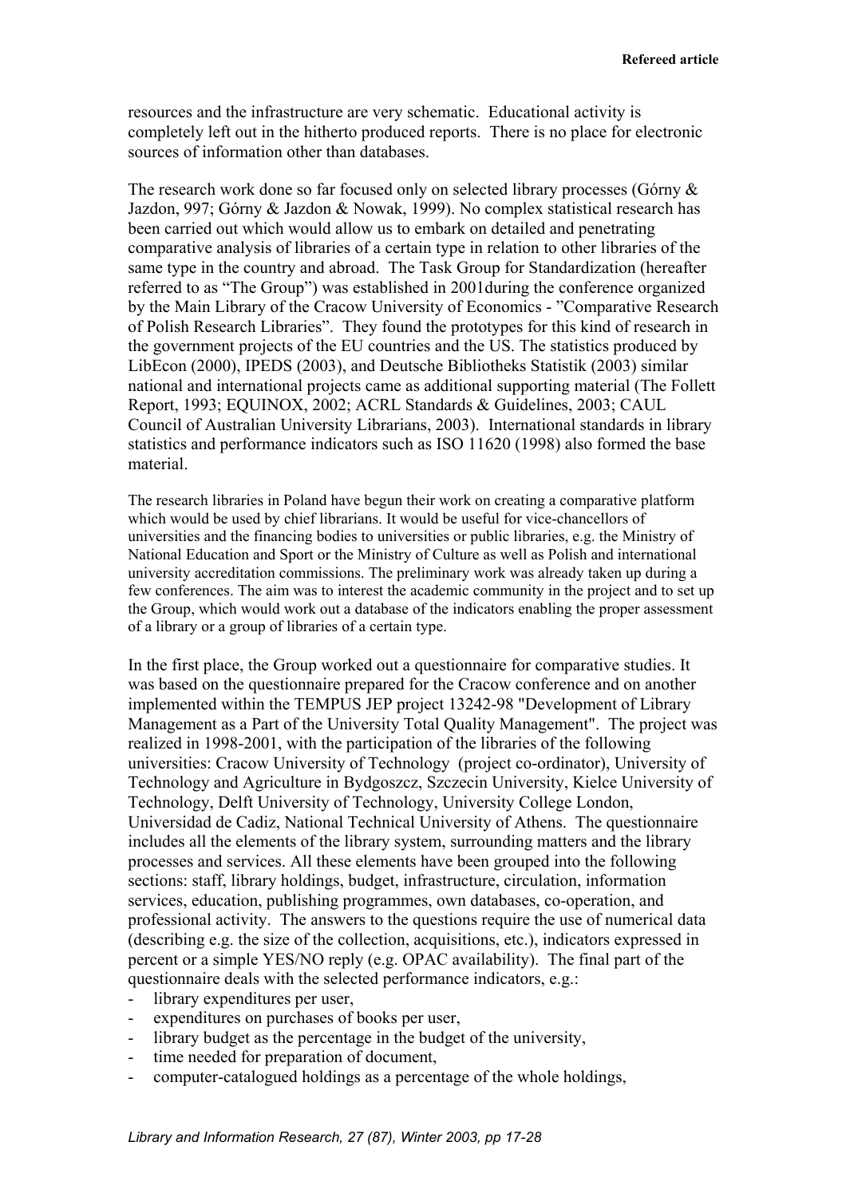resources and the infrastructure are very schematic. Educational activity is completely left out in the hitherto produced reports. There is no place for electronic sources of information other than databases.

The research work done so far focused only on selected library processes (Górny & Jazdon, 997; Górny & Jazdon & Nowak, 1999). No complex statistical research has been carried out which would allow us to embark on detailed and penetrating comparative analysis of libraries of a certain type in relation to other libraries of the same type in the country and abroad. The Task Group for Standardization (hereafter referred to as "The Group") was established in 2001during the conference organized by the Main Library of the Cracow University of Economics - "Comparative Research of Polish Research Libraries". They found the prototypes for this kind of research in the government projects of the EU countries and the US. The statistics produced by LibEcon (2000), IPEDS (2003), and Deutsche Bibliotheks Statistik (2003) similar national and international projects came as additional supporting material (The Follett Report, 1993; EQUINOX, 2002; ACRL Standards & Guidelines, 2003; CAUL Council of Australian University Librarians, 2003). International standards in library statistics and performance indicators such as ISO 11620 (1998) also formed the base material.

The research libraries in Poland have begun their work on creating a comparative platform which would be used by chief librarians. It would be useful for vice-chancellors of universities and the financing bodies to universities or public libraries, e.g. the Ministry of National Education and Sport or the Ministry of Culture as well as Polish and international university accreditation commissions. The preliminary work was already taken up during a few conferences. The aim was to interest the academic community in the project and to set up the Group, which would work out a database of the indicators enabling the proper assessment of a library or a group of libraries of a certain type.

In the first place, the Group worked out a questionnaire for comparative studies. It was based on the questionnaire prepared for the Cracow conference and on another implemented within the TEMPUS JEP project 13242-98 "Development of Library Management as a Part of the University Total Quality Management". The project was realized in 1998-2001, with the participation of the libraries of the following universities: Cracow University of Technology (project co-ordinator), University of Technology and Agriculture in Bydgoszcz, Szczecin University, Kielce University of Technology, Delft University of Technology, University College London, Universidad de Cadiz, National Technical University of Athens. The questionnaire includes all the elements of the library system, surrounding matters and the library processes and services. All these elements have been grouped into the following sections: staff, library holdings, budget, infrastructure, circulation, information services, education, publishing programmes, own databases, co-operation, and professional activity. The answers to the questions require the use of numerical data (describing e.g. the size of the collection, acquisitions, etc.), indicators expressed in percent or a simple YES/NO reply (e.g. OPAC availability). The final part of the questionnaire deals with the selected performance indicators, e.g.:

- library expenditures per user,
- expenditures on purchases of books per user,
- library budget as the percentage in the budget of the university,
- time needed for preparation of document,
- computer-catalogued holdings as a percentage of the whole holdings,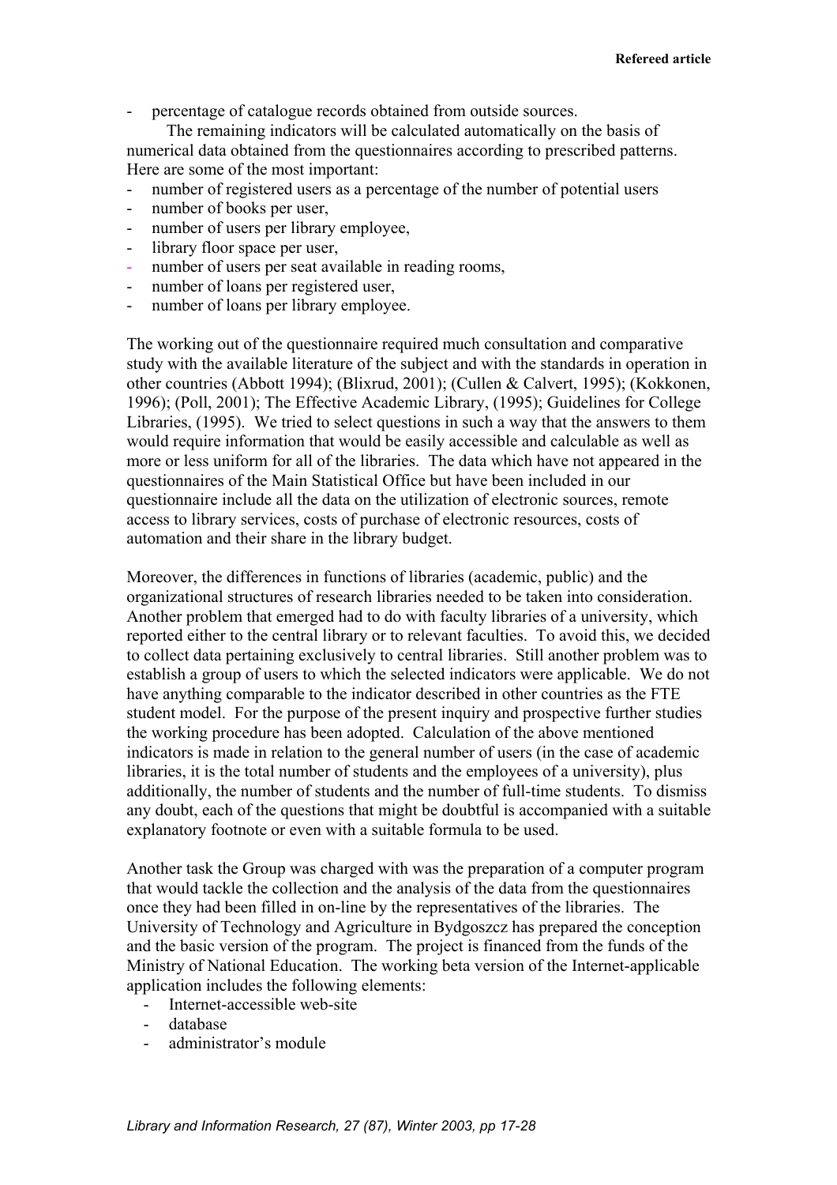- percentage of catalogue records obtained from outside sources.

The remaining indicators will be calculated automatically on the basis of numerical data obtained from the questionnaires according to prescribed patterns. Here are some of the most important:

- number of registered users as a percentage of the number of potential users
- number of books per user,
- number of users per library employee,
- library floor space per user,
- number of users per seat available in reading rooms,
- number of loans per registered user,
- number of loans per library employee.

The working out of the questionnaire required much consultation and comparative study with the available literature of the subject and with the standards in operation in other countries (Abbott 1994); (Blixrud, 2001); (Cullen & Calvert, 1995); (Kokkonen, 1996); (Poll, 2001); The Effective Academic Library, (1995); Guidelines for College Libraries, (1995). We tried to select questions in such a way that the answers to them would require information that would be easily accessible and calculable as well as more or less uniform for all of the libraries. The data which have not appeared in the questionnaires of the Main Statistical Office but have been included in our questionnaire include all the data on the utilization of electronic sources, remote access to library services, costs of purchase of electronic resources, costs of automation and their share in the library budget.

Moreover, the differences in functions of libraries (academic, public) and the organizational structures of research libraries needed to be taken into consideration. Another problem that emerged had to do with faculty libraries of a university, which reported either to the central library or to relevant faculties. To avoid this, we decided to collect data pertaining exclusively to central libraries. Still another problem was to establish a group of users to which the selected indicators were applicable. We do not have anything comparable to the indicator described in other countries as the FTE student model. For the purpose of the present inquiry and prospective further studies the working procedure has been adopted. Calculation of the above mentioned indicators is made in relation to the general number of users (in the case of academic libraries, it is the total number of students and the employees of a university), plus additionally, the number of students and the number of full-time students. To dismiss any doubt, each of the questions that might be doubtful is accompanied with a suitable explanatory footnote or even with a suitable formula to be used.

Another task the Group was charged with was the preparation of a computer program that would tackle the collection and the analysis of the data from the questionnaires once they had been filled in on-line by the representatives of the libraries. The University of Technology and Agriculture in Bydgoszcz has prepared the conception and the basic version of the program. The project is financed from the funds of the Ministry of National Education. The working beta version of the Internet-applicable application includes the following elements:

- Internet-accessible web-site
- database
- administrator's module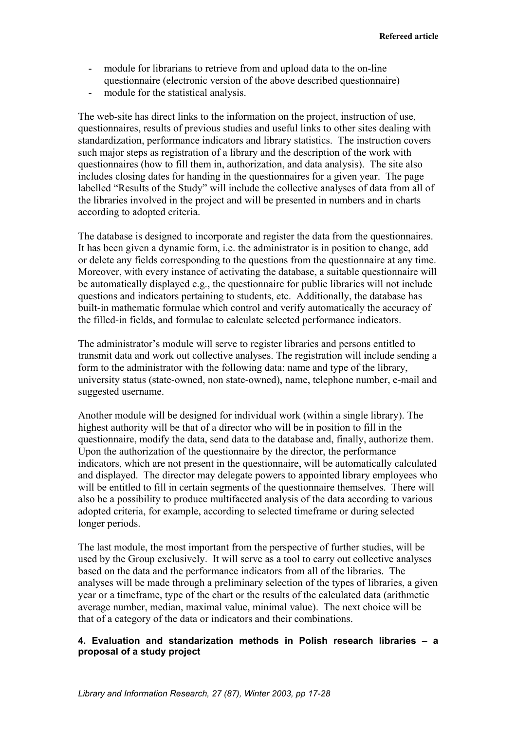- module for librarians to retrieve from and upload data to the on-line questionnaire (electronic version of the above described questionnaire)
- module for the statistical analysis.

The web-site has direct links to the information on the project, instruction of use, questionnaires, results of previous studies and useful links to other sites dealing with standardization, performance indicators and library statistics. The instruction covers such major steps as registration of a library and the description of the work with questionnaires (how to fill them in, authorization, and data analysis). The site also includes closing dates for handing in the questionnaires for a given year. The page labelled "Results of the Study" will include the collective analyses of data from all of the libraries involved in the project and will be presented in numbers and in charts according to adopted criteria.

The database is designed to incorporate and register the data from the questionnaires. It has been given a dynamic form, i.e. the administrator is in position to change, add or delete any fields corresponding to the questions from the questionnaire at any time. Moreover, with every instance of activating the database, a suitable questionnaire will be automatically displayed e.g., the questionnaire for public libraries will not include questions and indicators pertaining to students, etc. Additionally, the database has built-in mathematic formulae which control and verify automatically the accuracy of the filled-in fields, and formulae to calculate selected performance indicators.

The administrator's module will serve to register libraries and persons entitled to transmit data and work out collective analyses. The registration will include sending a form to the administrator with the following data: name and type of the library, university status (state-owned, non state-owned), name, telephone number, e-mail and suggested username.

Another module will be designed for individual work (within a single library). The highest authority will be that of a director who will be in position to fill in the questionnaire, modify the data, send data to the database and, finally, authorize them. Upon the authorization of the questionnaire by the director, the performance indicators, which are not present in the questionnaire, will be automatically calculated and displayed. The director may delegate powers to appointed library employees who will be entitled to fill in certain segments of the questionnaire themselves. There will also be a possibility to produce multifaceted analysis of the data according to various adopted criteria, for example, according to selected timeframe or during selected longer periods.

The last module, the most important from the perspective of further studies, will be used by the Group exclusively. It will serve as a tool to carry out collective analyses based on the data and the performance indicators from all of the libraries. The analyses will be made through a preliminary selection of the types of libraries, a given year or a timeframe, type of the chart or the results of the calculated data (arithmetic average number, median, maximal value, minimal value). The next choice will be that of a category of the data or indicators and their combinations.

## 4. Evaluation and standarization methods in Polish research libraries – a proposal of a study project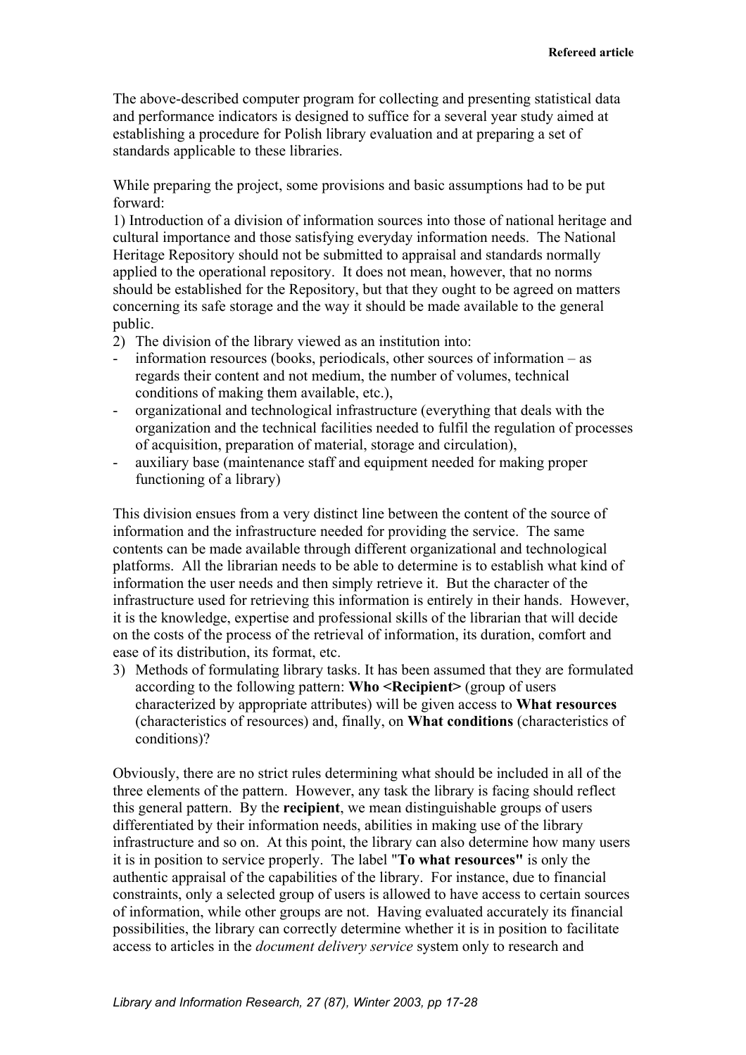The above-described computer program for collecting and presenting statistical data and performance indicators is designed to suffice for a several year study aimed at establishing a procedure for Polish library evaluation and at preparing a set of standards applicable to these libraries.

While preparing the project, some provisions and basic assumptions had to be put forward:

1) Introduction of a division of information sources into those of national heritage and cultural importance and those satisfying everyday information needs. The National Heritage Repository should not be submitted to appraisal and standards normally applied to the operational repository. It does not mean, however, that no norms should be established for the Repository, but that they ought to be agreed on matters concerning its safe storage and the way it should be made available to the general public.

2) The division of the library viewed as an institution into:
- information resources (books, periodicals, other sources of information – as regards their content and not medium, the number of volumes, technical conditions of making them available, etc.),
- organizational and technological infrastructure (everything that deals with the organization and the technical facilities needed to fulfil the regulation of processes of acquisition, preparation of material, storage and circulation),
- auxiliary base (maintenance staff and equipment needed for making proper functioning of a library)

This division ensues from a very distinct line between the content of the source of information and the infrastructure needed for providing the service. The same contents can be made available through different organizational and technological platforms. All the librarian needs to be able to determine is to establish what kind of information the user needs and then simply retrieve it. But the character of the infrastructure used for retrieving this information is entirely in their hands. However, it is the knowledge, expertise and professional skills of the librarian that will decide on the costs of the process of the retrieval of information, its duration, comfort and ease of its distribution, its format, etc.

3) Methods of formulating library tasks. It has been assumed that they are formulated according to the following pattern: **Who <Recipient>** (group of users characterized by appropriate attributes) will be given access to **What resources** (characteristics of resources) and, finally, on **What conditions** (characteristics of conditions)?

Obviously, there are no strict rules determining what should be included in all of the three elements of the pattern. However, any task the library is facing should reflect this general pattern. By the **recipient**, we mean distinguishable groups of users differentiated by their information needs, abilities in making use of the library infrastructure and so on. At this point, the library can also determine how many users it is in position to service properly. The label "**To what resources"** is only the authentic appraisal of the capabilities of the library. For instance, due to financial constraints, only a selected group of users is allowed to have access to certain sources of information, while other groups are not. Having evaluated accurately its financial possibilities, the library can correctly determine whether it is in position to facilitate access to articles in the *document delivery service* system only to research and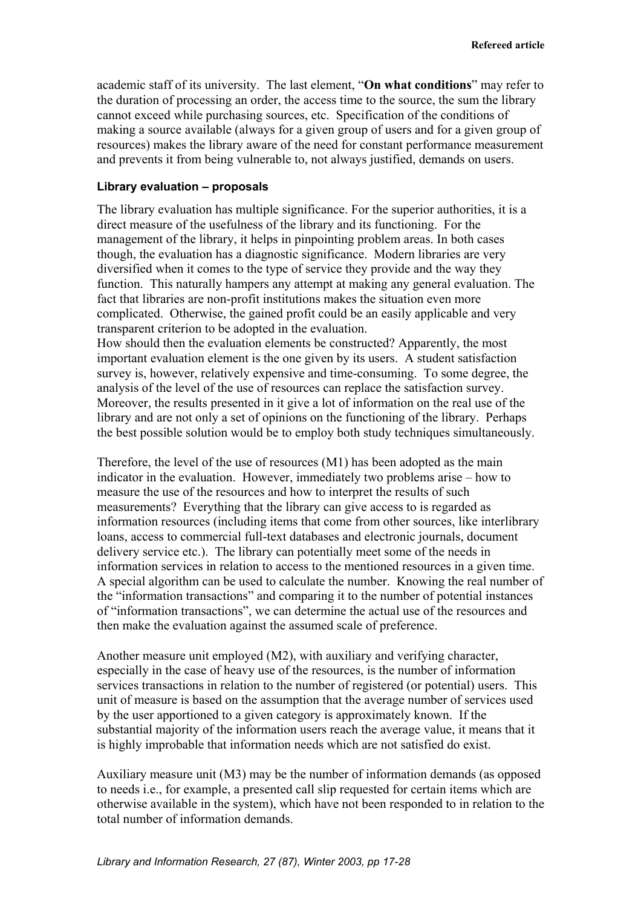academic staff of its university. The last element, “**On what conditions**” may refer to the duration of processing an order, the access time to the source, the sum the library cannot exceed while purchasing sources, etc. Specification of the conditions of making a source available (always for a given group of users and for a given group of resources) makes the library aware of the need for constant performance measurement and prevents it from being vulnerable to, not always justified, demands on users.

### Library evaluation – proposals

The library evaluation has multiple significance. For the superior authorities, it is a direct measure of the usefulness of the library and its functioning. For the management of the library, it helps in pinpointing problem areas. In both cases though, the evaluation has a diagnostic significance. Modern libraries are very diversified when it comes to the type of service they provide and the way they function. This naturally hampers any attempt at making any general evaluation. The fact that libraries are non-profit institutions makes the situation even more complicated. Otherwise, the gained profit could be an easily applicable and very transparent criterion to be adopted in the evaluation.
How should then the evaluation elements be constructed? Apparently, the most important evaluation element is the one given by its users. A student satisfaction survey is, however, relatively expensive and time-consuming. To some degree, the analysis of the level of the use of resources can replace the satisfaction survey. Moreover, the results presented in it give a lot of information on the real use of the library and are not only a set of opinions on the functioning of the library. Perhaps the best possible solution would be to employ both study techniques simultaneously.

Therefore, the level of the use of resources (M1) has been adopted as the main indicator in the evaluation. However, immediately two problems arise – how to measure the use of the resources and how to interpret the results of such measurements? Everything that the library can give access to is regarded as information resources (including items that come from other sources, like interlibrary loans, access to commercial full-text databases and electronic journals, document delivery service etc.). The library can potentially meet some of the needs in information services in relation to access to the mentioned resources in a given time. A special algorithm can be used to calculate the number. Knowing the real number of the “information transactions” and comparing it to the number of potential instances of “information transactions”, we can determine the actual use of the resources and then make the evaluation against the assumed scale of preference.

Another measure unit employed (M2), with auxiliary and verifying character, especially in the case of heavy use of the resources, is the number of information services transactions in relation to the number of registered (or potential) users. This unit of measure is based on the assumption that the average number of services used by the user apportioned to a given category is approximately known. If the substantial majority of the information users reach the average value, it means that it is highly improbable that information needs which are not satisfied do exist.

Auxiliary measure unit (M3) may be the number of information demands (as opposed to needs i.e., for example, a presented call slip requested for certain items which are otherwise available in the system), which have not been responded to in relation to the total number of information demands.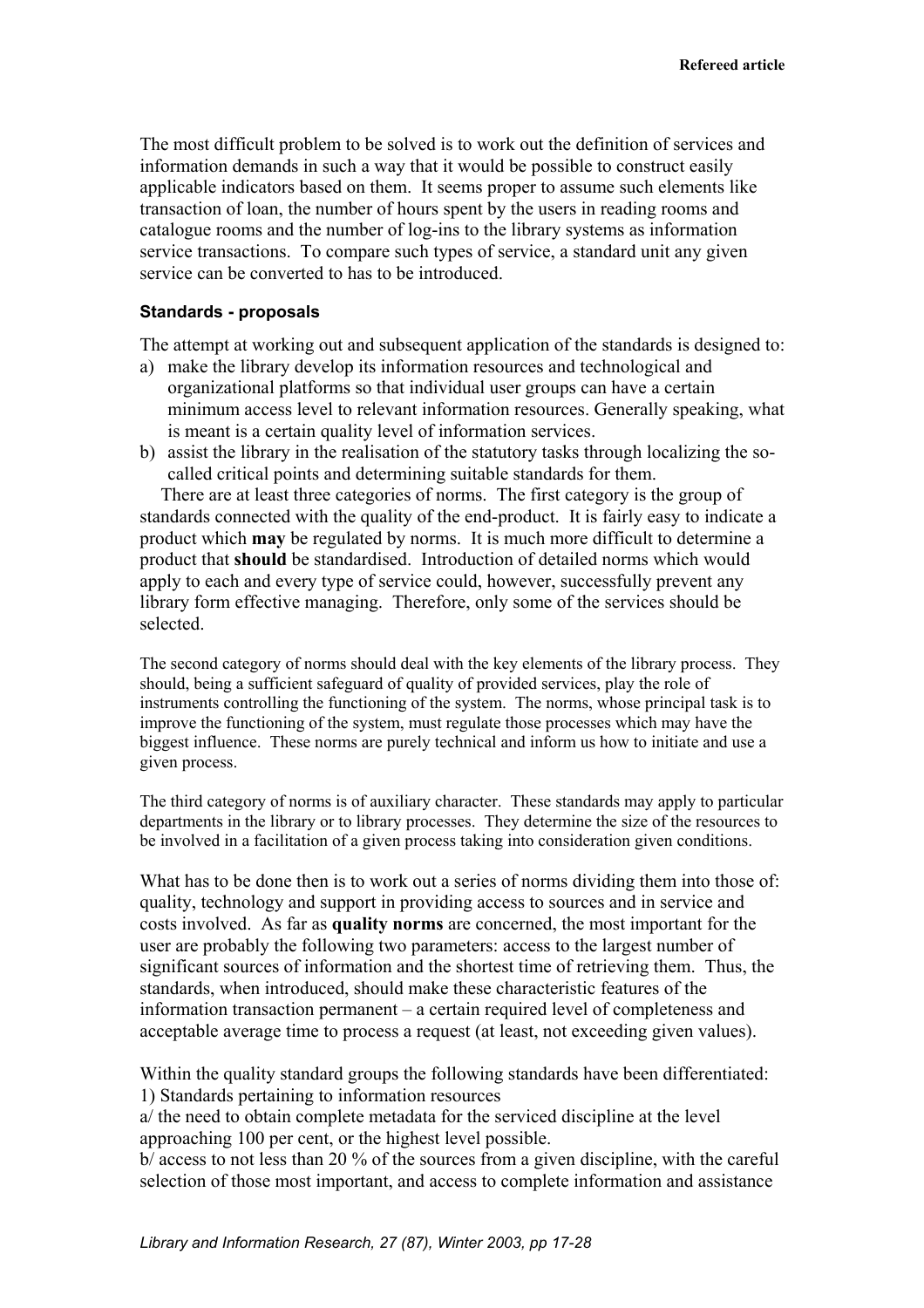The most difficult problem to be solved is to work out the definition of services and information demands in such a way that it would be possible to construct easily applicable indicators based on them. It seems proper to assume such elements like transaction of loan, the number of hours spent by the users in reading rooms and catalogue rooms and the number of log-ins to the library systems as information service transactions. To compare such types of service, a standard unit any given service can be converted to has to be introduced.

### Standards - proposals

The attempt at working out and subsequent application of the standards is designed to:

a) make the library develop its information resources and technological and organizational platforms so that individual user groups can have a certain minimum access level to relevant information resources. Generally speaking, what is meant is a certain quality level of information services.

b) assist the library in the realisation of the statutory tasks through localizing the so-called critical points and determining suitable standards for them.

There are at least three categories of norms. The first category is the group of standards connected with the quality of the end-product. It is fairly easy to indicate a product which **may** be regulated by norms. It is much more difficult to determine a product that **should** be standardised. Introduction of detailed norms which would apply to each and every type of service could, however, successfully prevent any library form effective managing. Therefore, only some of the services should be selected.

The second category of norms should deal with the key elements of the library process. They should, being a sufficient safeguard of quality of provided services, play the role of instruments controlling the functioning of the system. The norms, whose principal task is to improve the functioning of the system, must regulate those processes which may have the biggest influence. These norms are purely technical and inform us how to initiate and use a given process.

The third category of norms is of auxiliary character. These standards may apply to particular departments in the library or to library processes. They determine the size of the resources to be involved in a facilitation of a given process taking into consideration given conditions.

What has to be done then is to work out a series of norms dividing them into those of: quality, technology and support in providing access to sources and in service and costs involved. As far as **quality norms** are concerned, the most important for the user are probably the following two parameters: access to the largest number of significant sources of information and the shortest time of retrieving them. Thus, the standards, when introduced, should make these characteristic features of the information transaction permanent – a certain required level of completeness and acceptable average time to process a request (at least, not exceeding given values).

Within the quality standard groups the following standards have been differentiated:

1) Standards pertaining to information resources

a/ the need to obtain complete metadata for the serviced discipline at the level approaching 100 per cent, or the highest level possible.

b/ access to not less than 20 % of the sources from a given discipline, with the careful selection of those most important, and access to complete information and assistance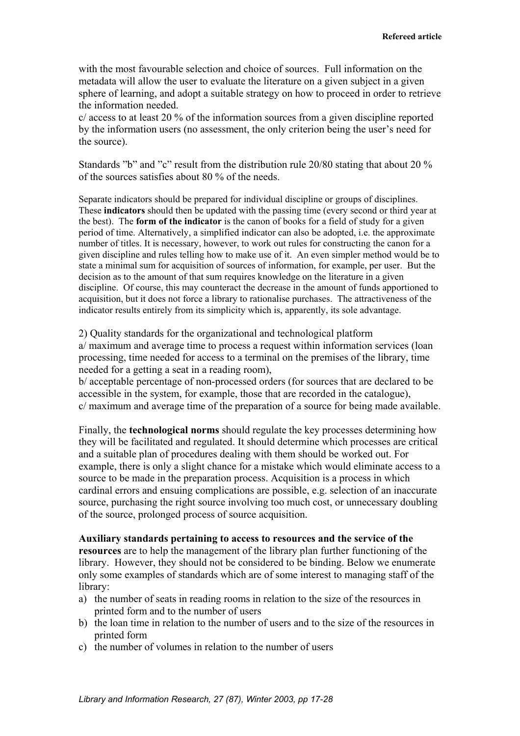with the most favourable selection and choice of sources. Full information on the metadata will allow the user to evaluate the literature on a given subject in a given sphere of learning, and adopt a suitable strategy on how to proceed in order to retrieve the information needed.
c/ access to at least 20 % of the information sources from a given discipline reported by the information users (no assessment, the only criterion being the user's need for the source).

Standards "b" and "c" result from the distribution rule 20/80 stating that about 20 % of the sources satisfies about 80 % of the needs.

Separate indicators should be prepared for individual discipline or groups of disciplines. These **indicators** should then be updated with the passing time (every second or third year at the best). The **form of the indicator** is the canon of books for a field of study for a given period of time. Alternatively, a simplified indicator can also be adopted, i.e. the approximate number of titles. It is necessary, however, to work out rules for constructing the canon for a given discipline and rules telling how to make use of it. An even simpler method would be to state a minimal sum for acquisition of sources of information, for example, per user. But the decision as to the amount of that sum requires knowledge on the literature in a given discipline. Of course, this may counteract the decrease in the amount of funds apportioned to acquisition, but it does not force a library to rationalise purchases. The attractiveness of the indicator results entirely from its simplicity which is, apparently, its sole advantage.

2) Quality standards for the organizational and technological platform
a/ maximum and average time to process a request within information services (loan processing, time needed for access to a terminal on the premises of the library, time needed for a getting a seat in a reading room),
b/ acceptable percentage of non-processed orders (for sources that are declared to be accessible in the system, for example, those that are recorded in the catalogue),
c/ maximum and average time of the preparation of a source for being made available.

Finally, the **technological norms** should regulate the key processes determining how they will be facilitated and regulated. It should determine which processes are critical and a suitable plan of procedures dealing with them should be worked out. For example, there is only a slight chance for a mistake which would eliminate access to a source to be made in the preparation process. Acquisition is a process in which cardinal errors and ensuing complications are possible, e.g. selection of an inaccurate source, purchasing the right source involving too much cost, or unnecessary doubling of the source, prolonged process of source acquisition.

**Auxiliary standards pertaining to access to resources and the service of the resources** are to help the management of the library plan further functioning of the library. However, they should not be considered to be binding. Below we enumerate only some examples of standards which are of some interest to managing staff of the library:

a) the number of seats in reading rooms in relation to the size of the resources in printed form and to the number of users
b) the loan time in relation to the number of users and to the size of the resources in printed form
c) the number of volumes in relation to the number of users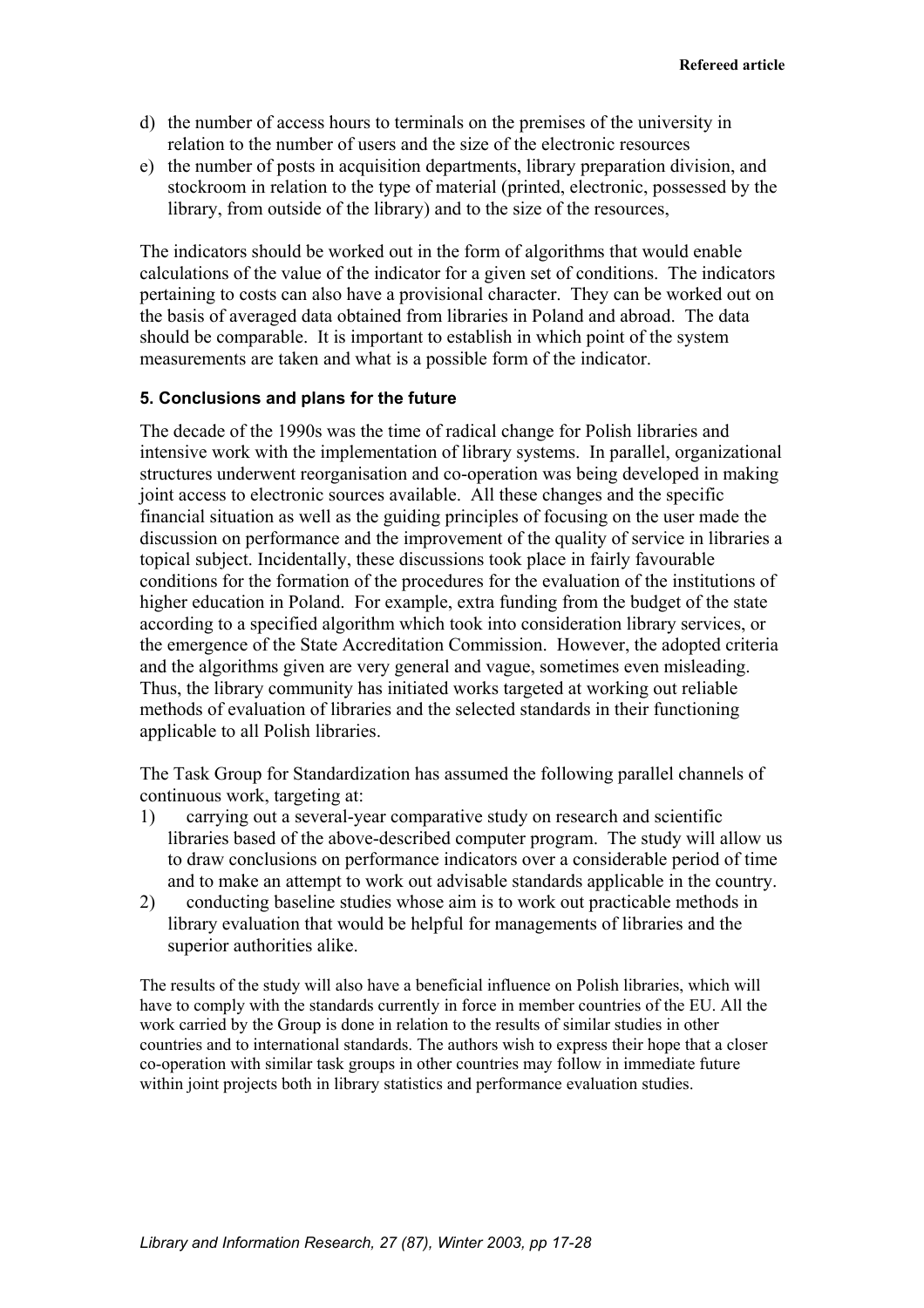d) the number of access hours to terminals on the premises of the university in relation to the number of users and the size of the electronic resources
e) the number of posts in acquisition departments, library preparation division, and stockroom in relation to the type of material (printed, electronic, possessed by the library, from outside of the library) and to the size of the resources,

The indicators should be worked out in the form of algorithms that would enable calculations of the value of the indicator for a given set of conditions. The indicators pertaining to costs can also have a provisional character. They can be worked out on the basis of averaged data obtained from libraries in Poland and abroad. The data should be comparable. It is important to establish in which point of the system measurements are taken and what is a possible form of the indicator.

### 5. Conclusions and plans for the future

The decade of the 1990s was the time of radical change for Polish libraries and intensive work with the implementation of library systems. In parallel, organizational structures underwent reorganisation and co-operation was being developed in making joint access to electronic sources available. All these changes and the specific financial situation as well as the guiding principles of focusing on the user made the discussion on performance and the improvement of the quality of service in libraries a topical subject. Incidentally, these discussions took place in fairly favourable conditions for the formation of the procedures for the evaluation of the institutions of higher education in Poland. For example, extra funding from the budget of the state according to a specified algorithm which took into consideration library services, or the emergence of the State Accreditation Commission. However, the adopted criteria and the algorithms given are very general and vague, sometimes even misleading. Thus, the library community has initiated works targeted at working out reliable methods of evaluation of libraries and the selected standards in their functioning applicable to all Polish libraries.

The Task Group for Standardization has assumed the following parallel channels of continuous work, targeting at:

1) carrying out a several-year comparative study on research and scientific libraries based of the above-described computer program. The study will allow us to draw conclusions on performance indicators over a considerable period of time and to make an attempt to work out advisable standards applicable in the country.
2) conducting baseline studies whose aim is to work out practicable methods in library evaluation that would be helpful for managements of libraries and the superior authorities alike.

The results of the study will also have a beneficial influence on Polish libraries, which will have to comply with the standards currently in force in member countries of the EU. All the work carried by the Group is done in relation to the results of similar studies in other countries and to international standards. The authors wish to express their hope that a closer co-operation with similar task groups in other countries may follow in immediate future within joint projects both in library statistics and performance evaluation studies.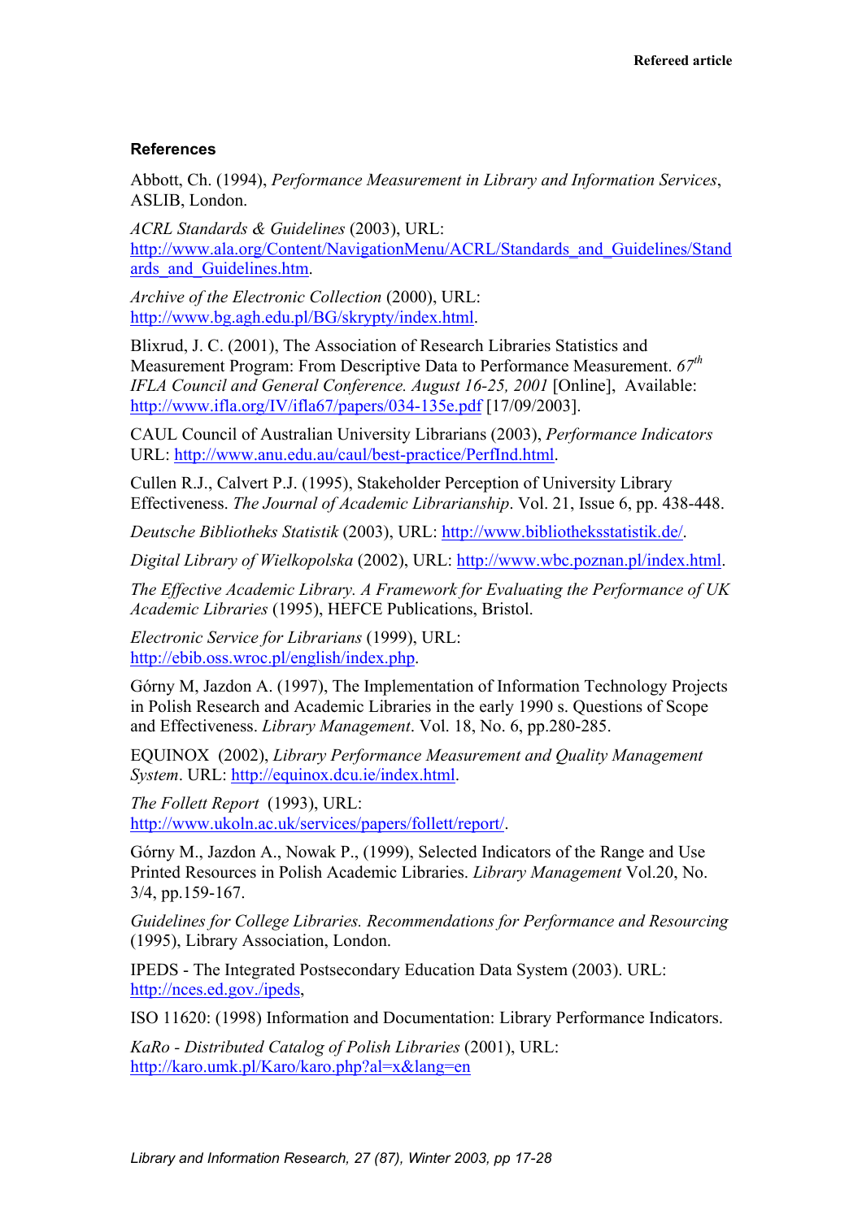### References

Abbott, Ch. (1994), *Performance Measurement in Library and Information Services*, ASLIB, London.

*ACRL Standards & Guidelines* (2003), URL: http://www.ala.org/Content/NavigationMenu/ACRL/Standards_and_Guidelines/Standards_and_Guidelines.htm.

*Archive of the Electronic Collection* (2000), URL: http://www.bg.agh.edu.pl/BG/skrypty/index.html.

Blixrud, J. C. (2001), The Association of Research Libraries Statistics and Measurement Program: From Descriptive Data to Performance Measurement. *67th IFLA Council and General Conference. August 16-25, 2001* [Online], Available: http://www.ifla.org/IV/ifla67/papers/034-135e.pdf [17/09/2003].

CAUL Council of Australian University Librarians (2003), *Performance Indicators* URL: http://www.anu.edu.au/caul/best-practice/PerfInd.html.

Cullen R.J., Calvert P.J. (1995), Stakeholder Perception of University Library Effectiveness. *The Journal of Academic Librarianship*. Vol. 21, Issue 6, pp. 438-448.

*Deutsche Bibliotheks Statistik* (2003), URL: http://www.bibliotheksstatistik.de/.

*Digital Library of Wielkopolska* (2002), URL: http://www.wbc.poznan.pl/index.html.

*The Effective Academic Library. A Framework for Evaluating the Performance of UK Academic Libraries* (1995), HEFCE Publications, Bristol.

*Electronic Service for Librarians* (1999), URL: http://ebib.oss.wroc.pl/english/index.php.

Górny M, Jazdon A. (1997), The Implementation of Information Technology Projects in Polish Research and Academic Libraries in the early 1990 s. Questions of Scope and Effectiveness. *Library Management*. Vol. 18, No. 6, pp.280-285.

EQUINOX (2002), *Library Performance Measurement and Quality Management System*. URL: http://equinox.dcu.ie/index.html.

*The Follett Report* (1993), URL: http://www.ukoln.ac.uk/services/papers/follett/report/.

Górny M., Jazdon A., Nowak P., (1999), Selected Indicators of the Range and Use Printed Resources in Polish Academic Libraries. *Library Management* Vol.20, No. 3/4, pp.159-167.

*Guidelines for College Libraries. Recommendations for Performance and Resourcing* (1995), Library Association, London.

IPEDS - The Integrated Postsecondary Education Data System (2003). URL: http://nces.ed.gov./ipeds,

ISO 11620: (1998) Information and Documentation: Library Performance Indicators.

*KaRo - Distributed Catalog of Polish Libraries* (2001), URL: http://karo.umk.pl/Karo/karo.php?al=x&lang=en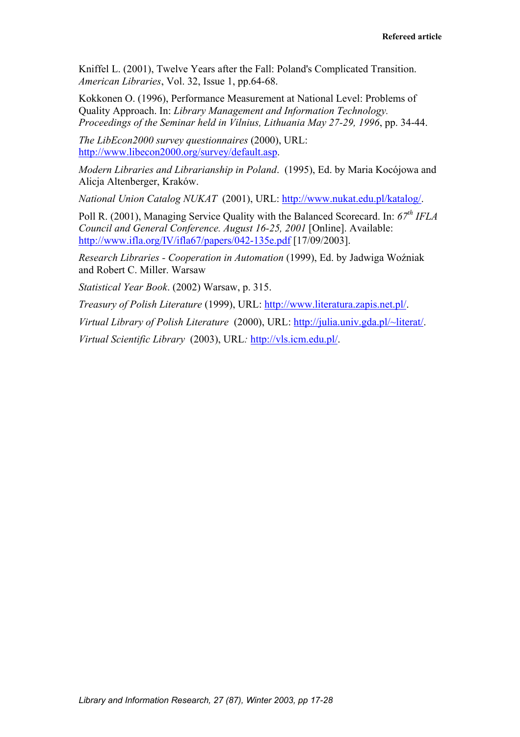Kniffel L. (2001), Twelve Years after the Fall: Poland's Complicated Transition. *American Libraries*, Vol. 32, Issue 1, pp.64-68.

Kokkonen O. (1996), Performance Measurement at National Level: Problems of Quality Approach. In: *Library Management and Information Technology. Proceedings of the Seminar held in Vilnius, Lithuania May 27-29, 1996*, pp. 34-44.

*The LibEcon2000 survey questionnaires* (2000), URL: http://www.libecon2000.org/survey/default.asp.

*Modern Libraries and Librarianship in Poland*. (1995), Ed. by Maria Kocójowa and Alicja Altenberger, Kraków.

*National Union Catalog NUKAT* (2001), URL: http://www.nukat.edu.pl/katalog/.

Poll R. (2001), Managing Service Quality with the Balanced Scorecard. In: *67th IFLA Council and General Conference. August 16-25, 2001* [Online]. Available: http://www.ifla.org/IV/ifla67/papers/042-135e.pdf [17/09/2003].

*Research Libraries - Cooperation in Automation* (1999), Ed. by Jadwiga Woźniak and Robert C. Miller. Warsaw

*Statistical Year Book*. (2002) Warsaw, p. 315.

*Treasury of Polish Literature* (1999), URL: http://www.literatura.zapis.net.pl/.

*Virtual Library of Polish Literature* (2000), URL: http://julia.univ.gda.pl/~literat/.

*Virtual Scientific Library* (2003), URL*:* http://vls.icm.edu.pl/.